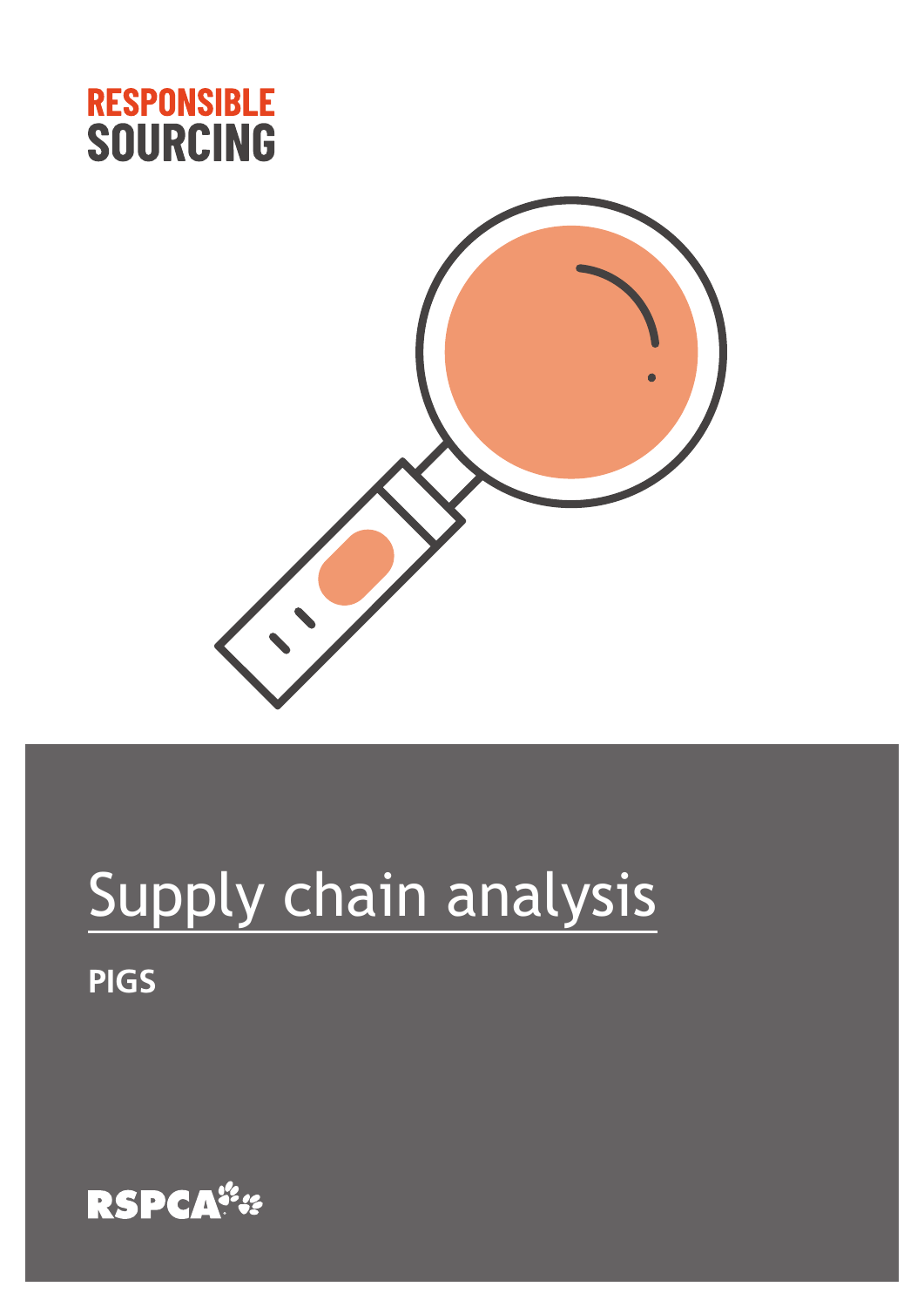**RESPONSIBLE SOURCING**

# Supply chain analysis

**PIGS**

RSPCA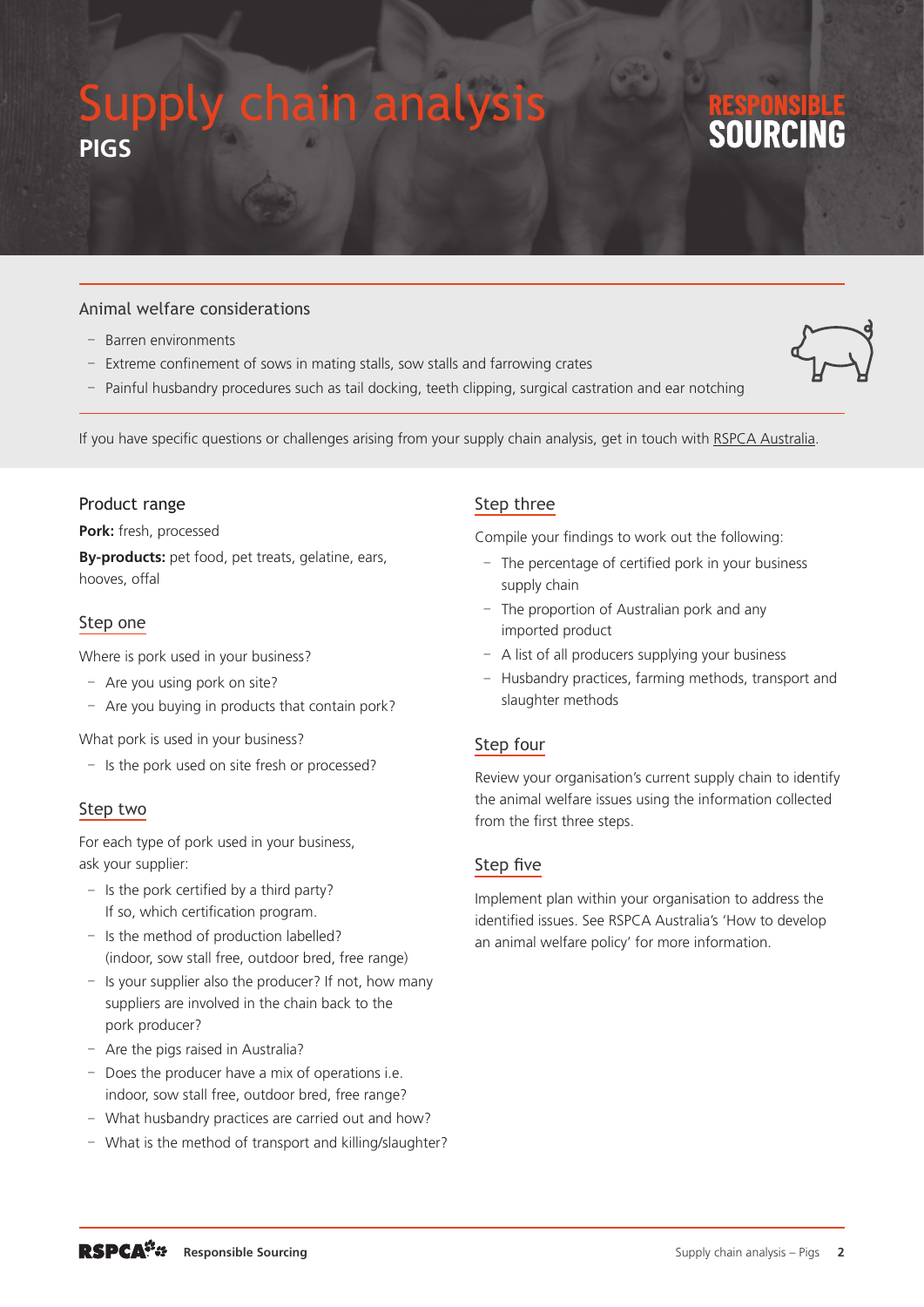# Supply chain analysis

**PIGS**

RESPONSIBLE SOURCING

## Animal welfare considerations

- Barren environments
- Extreme confinement of sows in mating stalls, sow stalls and farrowing crates
- Painful husbandry procedures such as tail docking, teeth clipping, surgical castration and ear notching

If you have specific questions or challenges arising from your supply chain analysis, get in touch with RSPCA Australia.

### Product range

**Pork:** fresh, processed

**By-products:** pet food, pet treats, gelatine, ears, hooves, offal

### Step one

Where is pork used in your business?

- Are you using pork on site?
- Are you buying in products that contain pork?

What pork is used in your business?

- Is the pork used on site fresh or processed?

### Step two

For each type of pork used in your business, ask your supplier:

- Is the pork certified by a third party? If so, which certification program.
- Is the method of production labelled? (indoor, sow stall free, outdoor bred, free range)
- Is your supplier also the producer? If not, how many suppliers are involved in the chain back to the pork producer?
- Are the pigs raised in Australia?
- Does the producer have a mix of operations i.e. indoor, sow stall free, outdoor bred, free range?
- What husbandry practices are carried out and how?
- What is the method of transport and killing/slaughter?

### Step three

Compile your findings to work out the following:

- The percentage of certified pork in your business supply chain
- The proportion of Australian pork and any imported product
- A list of all producers supplying your business
- Husbandry practices, farming methods, transport and slaughter methods

### Step four

Review your organisation's current supply chain to identify the animal welfare issues using the information collected from the first three steps.

### Step five

Implement plan within your organisation to address the identified issues. See RSPCA Australia's 'How to develop an animal welfare policy' for more information.